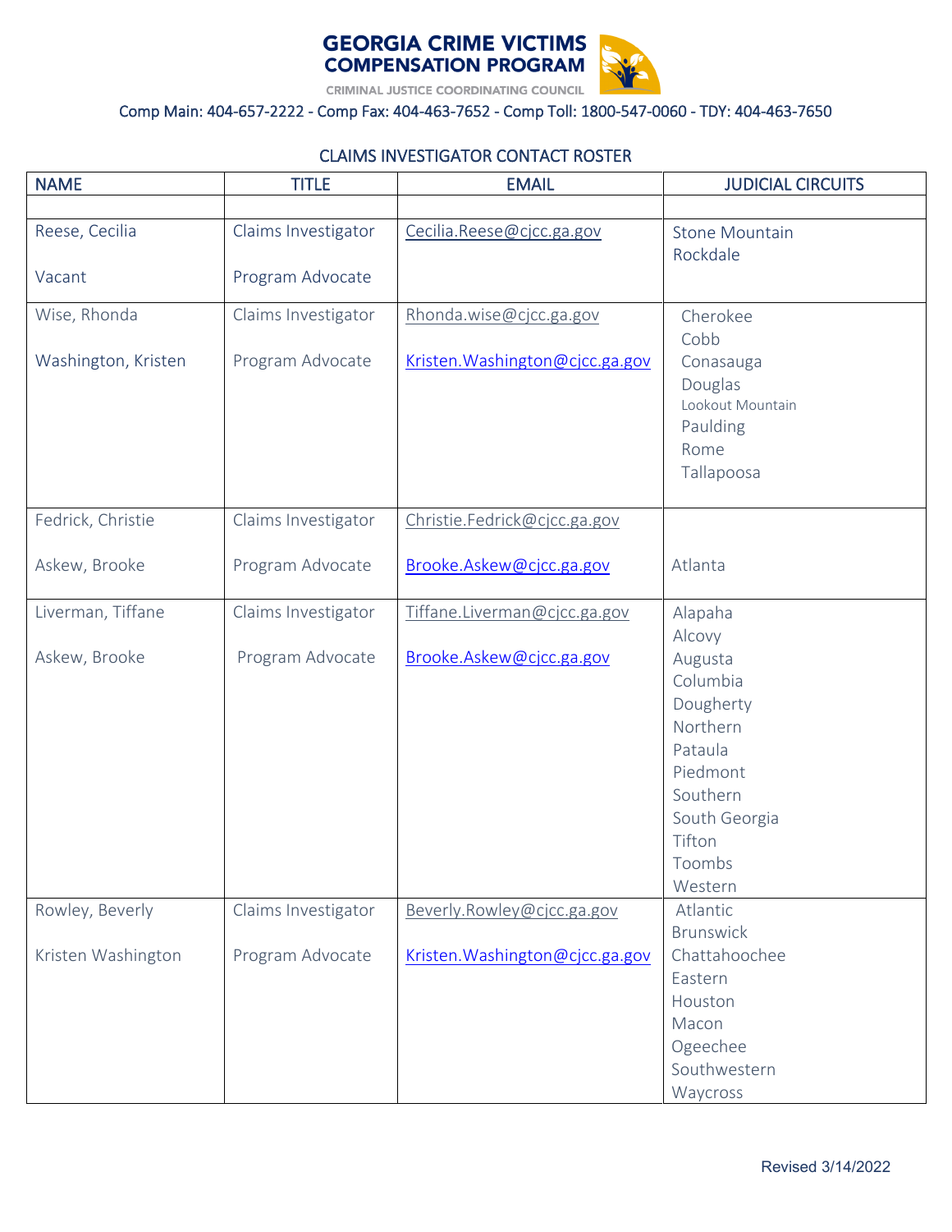# GEORGIA CRIME VICTIMS COMPENSATION PROGRAM

CRIMINAL JUSTICE COORDINATING COUNCIL

Comp Main: 404-657-2222 - Comp Fax: 404-463-7652 - Comp Toll: 1800-547-0060 - TDY: 404-463-7650

## CLAIMS INVESTIGATOR CONTACT ROSTER

| NAME | TITLE | EMAIL | JUDICIAL CIRCUITS |
|---|---|---|---|
| | | | |
| Reese, Cecilia<br><br>Vacant | Claims Investigator<br><br>Program Advocate | Cecilia.Reese@cjcc.ga.gov | Stone Mountain<br>Rockdale |
| Wise, Rhonda<br><br>Washington, Kristen | Claims Investigator<br><br>Program Advocate | Rhonda.wise@cjcc.ga.gov<br><br>Kristen.Washington@cjcc.ga.gov | Cherokee<br>Cobb<br>Conasauga<br>Douglas<br>Lookout Mountain<br>Paulding<br>Rome<br>Tallapoosa |
| Fedrick, Christie<br><br>Askew, Brooke | Claims Investigator<br><br>Program Advocate | Christie.Fedrick@cjcc.ga.gov<br><br>Brooke.Askew@cjcc.ga.gov | Atlanta |
| Liverman, Tiffane<br><br>Askew, Brooke | Claims Investigator<br><br>Program Advocate | Tiffane.Liverman@cjcc.ga.gov<br><br>Brooke.Askew@cjcc.ga.gov | Alapaha<br>Alcovy<br>Augusta<br>Columbia<br>Dougherty<br>Northern<br>Pataula<br>Piedmont<br>Southern<br>South Georgia<br>Tifton<br>Toombs<br>Western |
| Rowley, Beverly<br><br>Kristen Washington | Claims Investigator<br><br>Program Advocate | Beverly.Rowley@cjcc.ga.gov<br><br>Kristen.Washington@cjcc.ga.gov | Atlantic<br>Brunswick<br>Chattahoochee<br>Eastern<br>Houston<br>Macon<br>Ogeechee<br>Southwestern<br>Waycross |

Revised 3/14/2022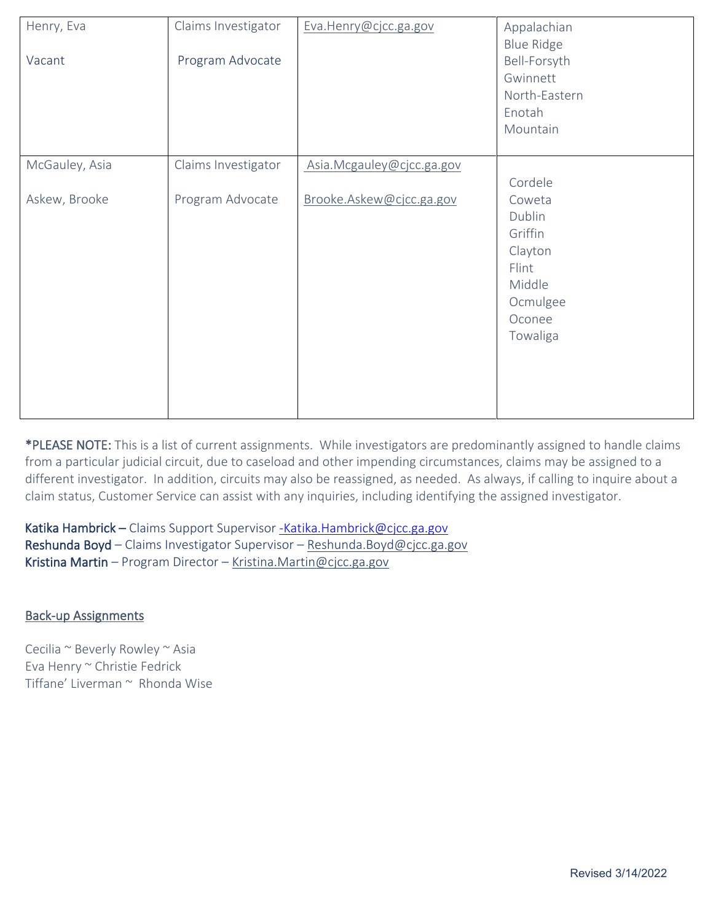| | | | |
|---|---|---|---|
| Henry, Eva<br><br>Vacant | Claims Investigator<br><br>Program Advocate | Eva.Henry@cjcc.ga.gov | Appalachian<br>Blue Ridge<br>Bell-Forsyth<br>Gwinnett<br>North-Eastern<br>Enotah<br>Mountain |
| McGauley, Asia<br><br>Askew, Brooke | Claims Investigator<br><br>Program Advocate | Asia.Mcgauley@cjcc.ga.gov<br><br>Brooke.Askew@cjcc.ga.gov | Cordele<br>Coweta<br>Dublin<br>Griffin<br>Clayton<br>Flint<br>Middle<br>Ocmulgee<br>Oconee<br>Towaliga |

**\*PLEASE NOTE:** This is a list of current assignments. While investigators are predominantly assigned to handle claims from a particular judicial circuit, due to caseload and other impending circumstances, claims may be assigned to a different investigator. In addition, circuits may also be reassigned, as needed. As always, if calling to inquire about a claim status, Customer Service can assist with any inquiries, including identifying the assigned investigator.

**Katika Hambrick –** Claims Support Supervisor -Katika.Hambrick@cjcc.ga.gov
**Reshunda Boyd** – Claims Investigator Supervisor – Reshunda.Boyd@cjcc.ga.gov
**Kristina Martin** – Program Director – Kristina.Martin@cjcc.ga.gov

## Back-up Assignments

Cecilia ~ Beverly Rowley ~ Asia
Eva Henry ~ Christie Fedrick
Tiffane' Liverman ~ Rhonda Wise

Revised 3/14/2022